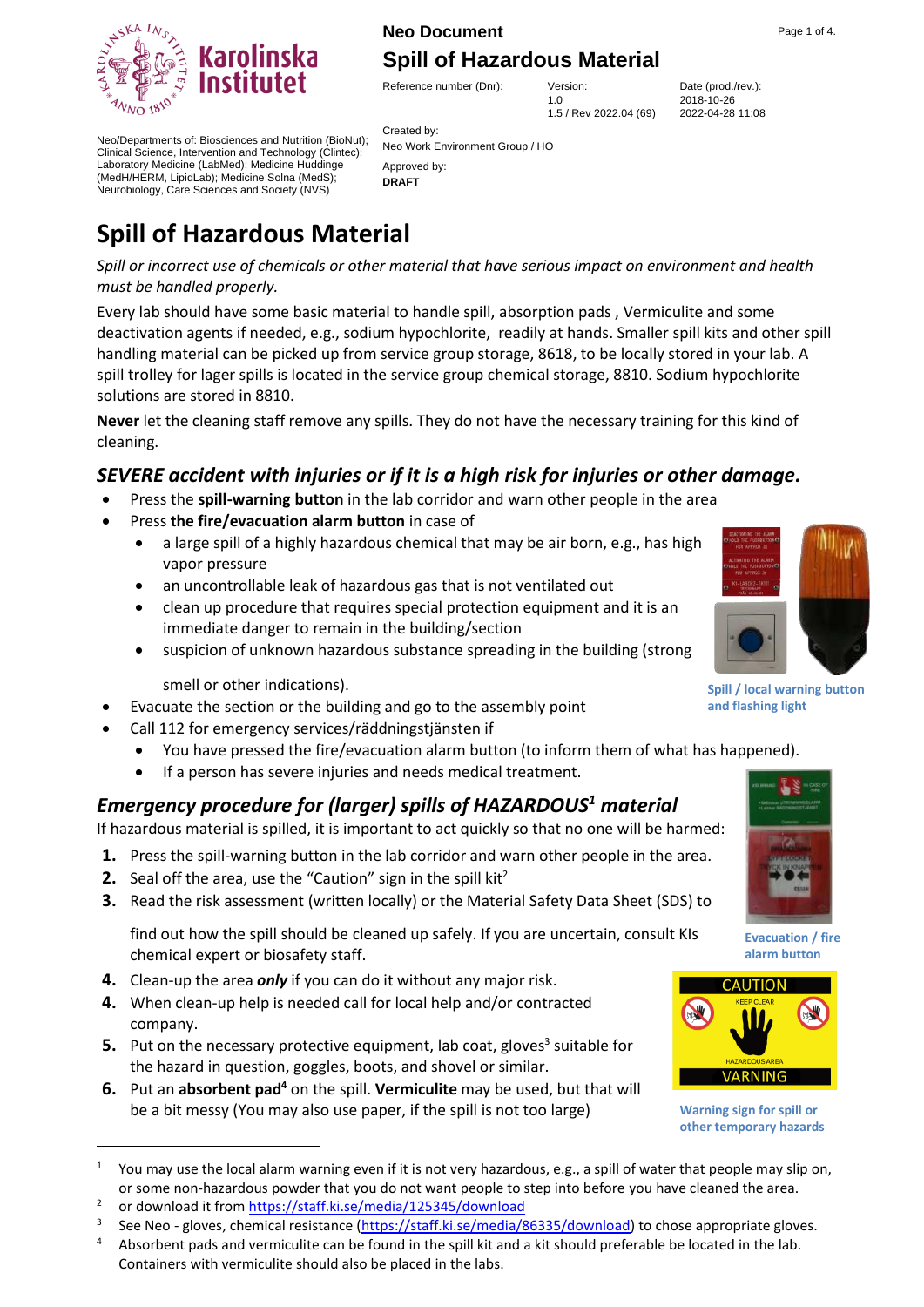Neo/Departments of: Biosciences and Nutrition (BioNut); Clinical Science, Intervention and Technology (Clintec); Laboratory Medicine (LabMed); Medicine Huddinge (MedH/HERM, LipidLab); Medicine Solna (MedS); Neurobiology, Care Sciences and Society (NVS)

**Neo Document**

**Spill of Hazardous Material**

| Reference number (Dnr): | Version: | Date (prod./rev.): |
|---|---|---|
| | 1.0<br>1.5 / Rev 2022.04 (69) | 2018-10-26<br>2022-04-28 11:08 |

Created by:
Neo Work Environment Group / HO

Approved by:
**DRAFT**

# Spill of Hazardous Material

*Spill or incorrect use of chemicals or other material that have serious impact on environment and health must be handled properly.*

Every lab should have some basic material to handle spill, absorption pads , Vermiculite and some deactivation agents if needed, e.g., sodium hypochlorite, readily at hands. Smaller spill kits and other spill handling material can be picked up from service group storage, 8618, to be locally stored in your lab. A spill trolley for lager spills is located in the service group chemical storage, 8810. Sodium hypochlorite solutions are stored in 8810.

**Never** let the cleaning staff remove any spills. They do not have the necessary training for this kind of cleaning.

## *SEVERE accident with injuries or if it is a high risk for injuries or other damage.*

- Press the **spill-warning button** in the lab corridor and warn other people in the area
- Press **the fire/evacuation alarm button** in case of
  - a large spill of a highly hazardous chemical that may be air born, e.g., has high vapor pressure
  - an uncontrollable leak of hazardous gas that is not ventilated out
  - clean up procedure that requires special protection equipment and it is an immediate danger to remain in the building/section
  - suspicion of unknown hazardous substance spreading in the building (strong smell or other indications).
- Evacuate the section or the building and go to the assembly point
- Call 112 for emergency services/räddningstjänsten if
  - You have pressed the fire/evacuation alarm button (to inform them of what has happened).
  - If a person has severe injuries and needs medical treatment.

Spill / local warning button and flashing light

## *Emergency procedure for (larger) spills of HAZARDOUS[1] material*

If hazardous material is spilled, it is important to act quickly so that no one will be harmed:

1. Press the spill-warning button in the lab corridor and warn other people in the area.
2. Seal off the area, use the "Caution" sign in the spill kit[2]
3. Read the risk assessment (written locally) or the Material Safety Data Sheet (SDS) to find out how the spill should be cleaned up safely. If you are uncertain, consult KIs chemical expert or biosafety staff.
4. Clean-up the area ***only*** if you can do it without any major risk.
4. When clean-up help is needed call for local help and/or contracted company.
5. Put on the necessary protective equipment, lab coat, gloves[3] suitable for the hazard in question, goggles, boots, and shovel or similar.
6. Put an **absorbent pad[4]** on the spill. **Vermiculite** may be used, but that will be a bit messy (You may also use paper, if the spill is not too large)

Evacuation / fire alarm button

Warning sign for spill or other temporary hazards

---

[1] You may use the local alarm warning even if it is not very hazardous, e.g., a spill of water that people may slip on, or some non-hazardous powder that you do not want people to step into before you have cleaned the area.

[2] or download it from https://staff.ki.se/media/125345/download

[3] See Neo - gloves, chemical resistance (https://staff.ki.se/media/86335/download) to chose appropriate gloves.

[4] Absorbent pads and vermiculite can be found in the spill kit and a kit should preferable be located in the lab. Containers with vermiculite should also be placed in the labs.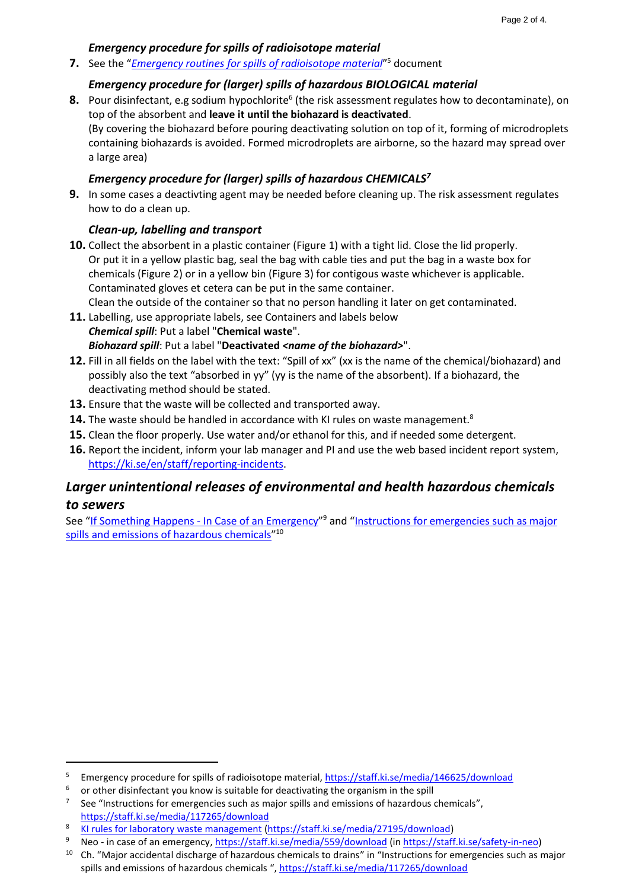### *Emergency procedure for spills of radioisotope material*

**7.** See the "*[Emergency routines for spills of radioisotope material](https://staff.ki.se/media/146625/download)*"[5] document

### *Emergency procedure for (larger) spills of hazardous BIOLOGICAL material*

**8.** Pour disinfectant, e.g sodium hypochlorite[6] (the risk assessment regulates how to decontaminate), on top of the absorbent and **leave it until the biohazard is deactivated**.
(By covering the biohazard before pouring deactivating solution on top of it, forming of microdroplets containing biohazards is avoided. Formed microdroplets are airborne, so the hazard may spread over a large area)

### *Emergency procedure for (larger) spills of hazardous CHEMICALS[7]*

**9.** In some cases a deactivting agent may be needed before cleaning up. The risk assessment regulates how to do a clean up.

### *Clean-up, labelling and transport*

**10.** Collect the absorbent in a plastic container (Figure 1) with a tight lid. Close the lid properly. Or put it in a yellow plastic bag, seal the bag with cable ties and put the bag in a waste box for chemicals (Figure 2) or in a yellow bin (Figure 3) for contigous waste whichever is applicable. Contaminated gloves et cetera can be put in the same container.
Clean the outside of the container so that no person handling it later on get contaminated.

**11.** Labelling, use appropriate labels, see Containers and labels below
***Chemical spill***: Put a label "**Chemical waste**".
***Biohazard spill***: Put a label "**Deactivated *<name of the biohazard>***".

**12.** Fill in all fields on the label with the text: "Spill of xx" (xx is the name of the chemical/biohazard) and possibly also the text "absorbed in yy" (yy is the name of the absorbent). If a biohazard, the deactivating method should be stated.

**13.** Ensure that the waste will be collected and transported away.

**14.** The waste should be handled in accordance with KI rules on waste management.[8]

**15.** Clean the floor properly. Use water and/or ethanol for this, and if needed some detergent.

**16.** Report the incident, inform your lab manager and PI and use the web based incident report system, [https://ki.se/en/staff/reporting-incidents](https://ki.se/en/staff/reporting-incidents).

## *Larger unintentional releases of environmental and health hazardous chemicals to sewers*

See "[If Something Happens - In Case of an Emergency](https://staff.ki.se/media/559/download)"[9] and "[Instructions for emergencies such as major spills and emissions of hazardous chemicals](https://staff.ki.se/media/117265/download)"[10]

---

[5] Emergency procedure for spills of radioisotope material, https://staff.ki.se/media/146625/download

[6] or other disinfectant you know is suitable for deactivating the organism in the spill

[7] See "Instructions for emergencies such as major spills and emissions of hazardous chemicals", https://staff.ki.se/media/117265/download

[8] KI rules for laboratory waste management (https://staff.ki.se/media/27195/download)

[9] Neo - in case of an emergency, https://staff.ki.se/media/559/download (in https://staff.ki.se/safety-in-neo)

[10] Ch. "Major accidental discharge of hazardous chemicals to drains" in "Instructions for emergencies such as major spills and emissions of hazardous chemicals ", https://staff.ki.se/media/117265/download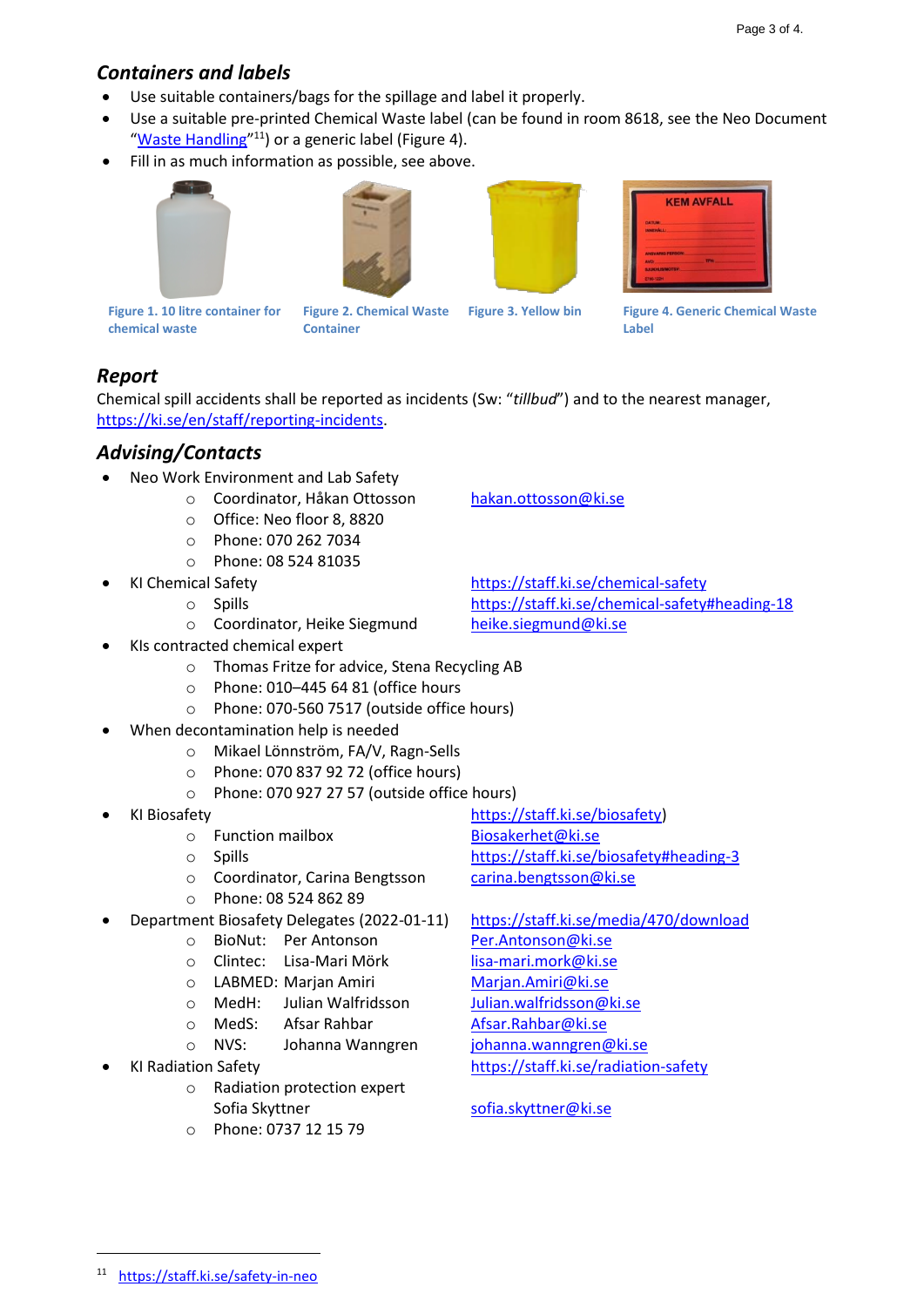### *Containers and labels*

- Use suitable containers/bags for the spillage and label it properly.
- Use a suitable pre-printed Chemical Waste label (can be found in room 8618, see the Neo Document "[Waste Handling](https://staff.ki.se/safety-in-neo)"[11]) or a generic label (Figure 4).
- Fill in as much information as possible, see above.

Figure 1. 10 litre container for chemical waste

Figure 2. Chemical Waste Container

Figure 3. Yellow bin

Figure 4. Generic Chemical Waste Label

### *Report*

Chemical spill accidents shall be reported as incidents (Sw: "*tillbud*") and to the nearest manager, https://ki.se/en/staff/reporting-incidents.

### *Advising/Contacts*

- Neo Work Environment and Lab Safety
  - Coordinator, Håkan Ottosson — hakan.ottosson@ki.se
  - Office: Neo floor 8, 8820
  - Phone: 070 262 7034
  - Phone: 08 524 81035
- KI Chemical Safety — https://staff.ki.se/chemical-safety
  - Spills — https://staff.ki.se/chemical-safety#heading-18
  - Coordinator, Heike Siegmund — heike.siegmund@ki.se
- KIs contracted chemical expert
  - Thomas Fritze for advice, Stena Recycling AB
  - Phone: 010–445 64 81 (office hours
  - Phone: 070-560 7517 (outside office hours)
- When decontamination help is needed
  - Mikael Lönnström, FA/V, Ragn-Sells
  - Phone: 070 837 92 72 (office hours)
  - Phone: 070 927 27 57 (outside office hours)
- KI Biosafety — https://staff.ki.se/biosafety)
  - Function mailbox — Biosakerhet@ki.se
  - Spills — https://staff.ki.se/biosafety#heading-3
  - Coordinator, Carina Bengtsson — carina.bengtsson@ki.se
  - Phone: 08 524 862 89
- Department Biosafety Delegates (2022-01-11) — https://staff.ki.se/media/470/download
  - BioNut: Per Antonson — Per.Antonson@ki.se
  - Clintec: Lisa-Mari Mörk — lisa-mari.mork@ki.se
  - LABMED: Marjan Amiri — Marjan.Amiri@ki.se
  - MedH: Julian Walfridsson — Julian.walfridsson@ki.se
  - MedS: Afsar Rahbar — Afsar.Rahbar@ki.se
  - NVS: Johanna Wanngren — johanna.wanngren@ki.se
- KI Radiation Safety — https://staff.ki.se/radiation-safety
  - Radiation protection expert Sofia Skyttner — sofia.skyttner@ki.se
  - Phone: 0737 12 15 79

[11] https://staff.ki.se/safety-in-neo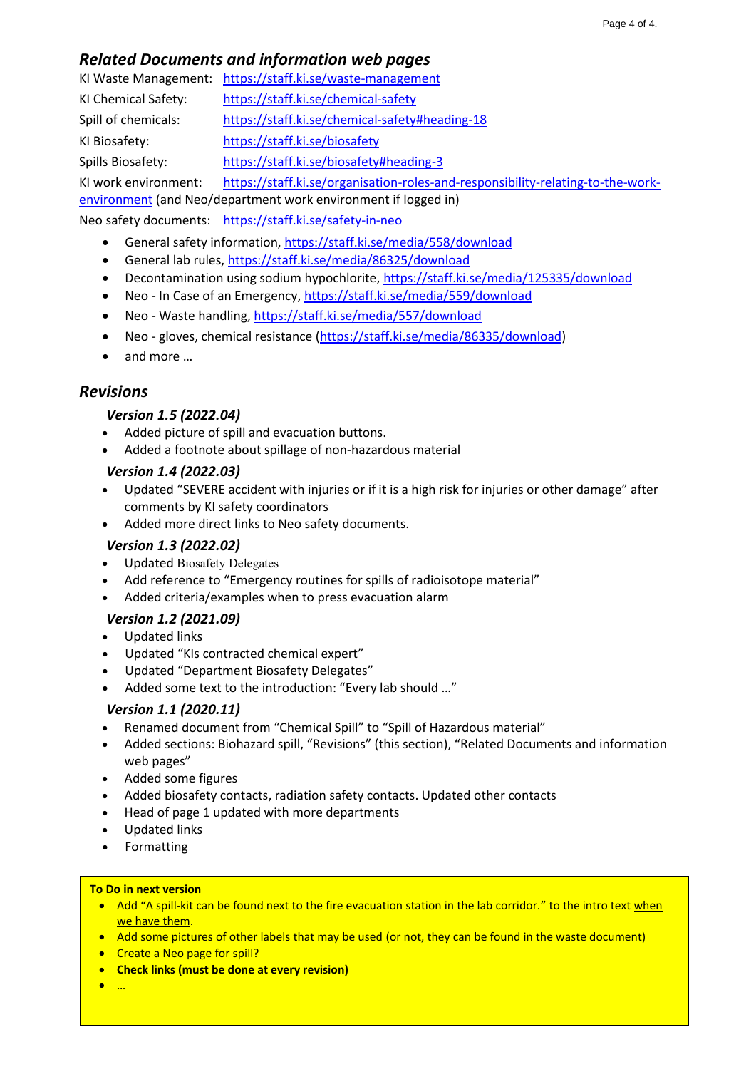## *Related Documents and information web pages*

KI Waste Management: https://staff.ki.se/waste-management

KI Chemical Safety: https://staff.ki.se/chemical-safety

Spill of chemicals: https://staff.ki.se/chemical-safety#heading-18

KI Biosafety: https://staff.ki.se/biosafety

Spills Biosafety: https://staff.ki.se/biosafety#heading-3

KI work environment: https://staff.ki.se/organisation-roles-and-responsibility-relating-to-the-work-environment (and Neo/department work environment if logged in)

Neo safety documents: https://staff.ki.se/safety-in-neo

- General safety information, https://staff.ki.se/media/558/download
- General lab rules, https://staff.ki.se/media/86325/download
- Decontamination using sodium hypochlorite, https://staff.ki.se/media/125335/download
- Neo - In Case of an Emergency, https://staff.ki.se/media/559/download
- Neo - Waste handling, https://staff.ki.se/media/557/download
- Neo - gloves, chemical resistance (https://staff.ki.se/media/86335/download)
- and more …

## *Revisions*

### *Version 1.5 (2022.04)*

- Added picture of spill and evacuation buttons.
- Added a footnote about spillage of non-hazardous material

### *Version 1.4 (2022.03)*

- Updated "SEVERE accident with injuries or if it is a high risk for injuries or other damage" after comments by KI safety coordinators
- Added more direct links to Neo safety documents.

### *Version 1.3 (2022.02)*

- Updated Biosafety Delegates
- Add reference to "Emergency routines for spills of radioisotope material"
- Added criteria/examples when to press evacuation alarm

### *Version 1.2 (2021.09)*

- Updated links
- Updated "KIs contracted chemical expert"
- Updated "Department Biosafety Delegates"
- Added some text to the introduction: "Every lab should …"

### *Version 1.1 (2020.11)*

- Renamed document from "Chemical Spill" to "Spill of Hazardous material"
- Added sections: Biohazard spill, "Revisions" (this section), "Related Documents and information web pages"
- Added some figures
- Added biosafety contacts, radiation safety contacts. Updated other contacts
- Head of page 1 updated with more departments
- Updated links
- Formatting

**To Do in next version**

- Add "A spill-kit can be found next to the fire evacuation station in the lab corridor." to the intro text when we have them.
- Add some pictures of other labels that may be used (or not, they can be found in the waste document)
- Create a Neo page for spill?
- **Check links (must be done at every revision)**
- …